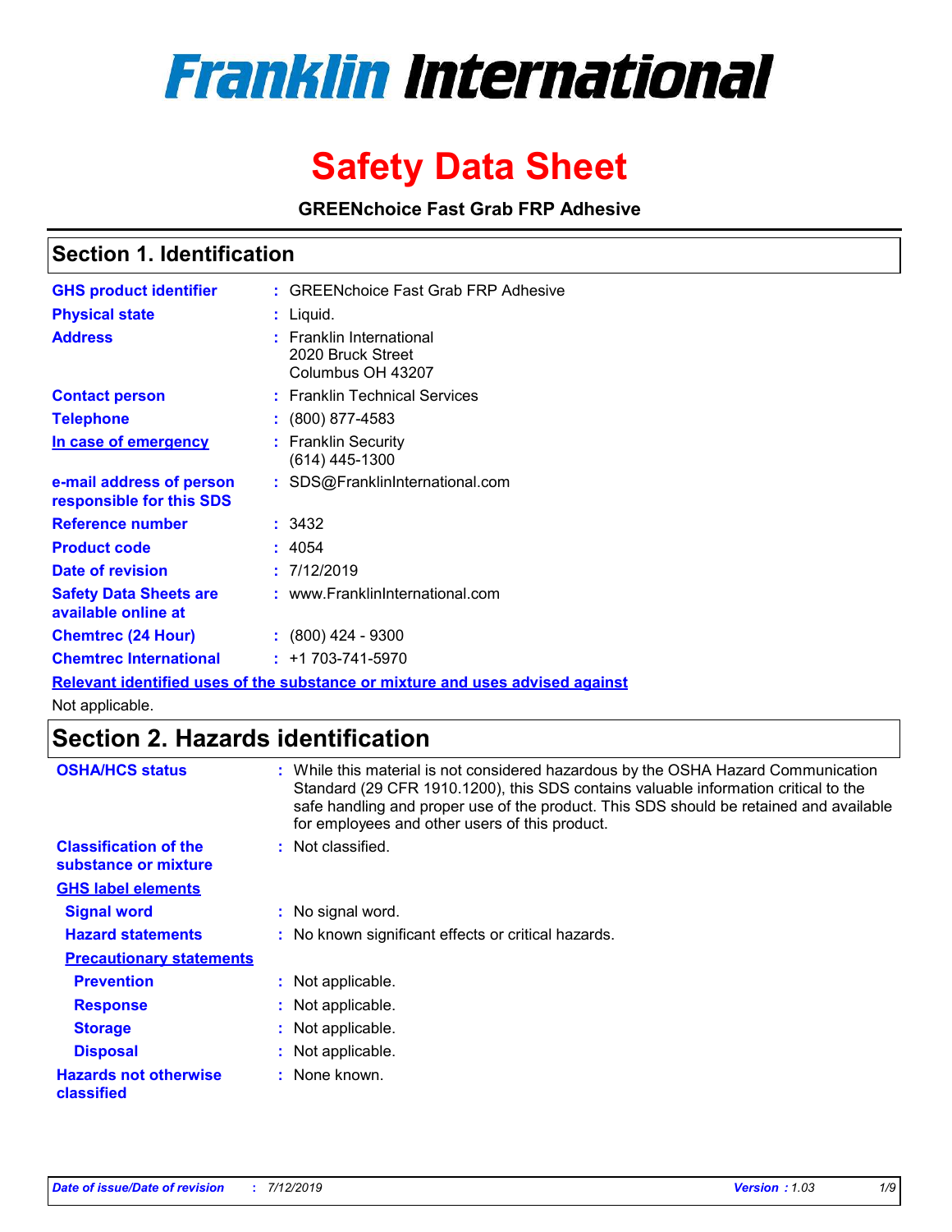# Franklin International

# Safety Data Sheet

**GREENchoice Fast Grab FRP Adhesive**

## Section 1. Identification

| | |
|---|---|
| **GHS product identifier** | : GREENchoice Fast Grab FRP Adhesive |
| **Physical state** | : Liquid. |
| **Address** | : Franklin International<br>2020 Bruck Street<br>Columbus OH 43207 |
| **Contact person** | : Franklin Technical Services |
| **Telephone** | : (800) 877-4583 |
| **In case of emergency** | : Franklin Security<br>(614) 445-1300 |
| **e-mail address of person responsible for this SDS** | : SDS@FranklinInternational.com |
| **Reference number** | : 3432 |
| **Product code** | : 4054 |
| **Date of revision** | : 7/12/2019 |
| **Safety Data Sheets are available online at** | : www.FranklinInternational.com |
| **Chemtrec (24 Hour)** | : (800) 424 - 9300 |
| **Chemtrec International** | : +1 703-741-5970 |

**Relevant identified uses of the substance or mixture and uses advised against**

Not applicable.

## Section 2. Hazards identification

**OSHA/HCS status** : While this material is not considered hazardous by the OSHA Hazard Communication Standard (29 CFR 1910.1200), this SDS contains valuable information critical to the safe handling and proper use of the product. This SDS should be retained and available for employees and other users of this product.

**Classification of the substance or mixture** : Not classified.

**GHS label elements**

**Signal word** : No signal word.

**Hazard statements** : No known significant effects or critical hazards.

**Precautionary statements**

**Prevention** : Not applicable.

**Response** : Not applicable.

**Storage** : Not applicable.

**Disposal** : Not applicable.

**Hazards not otherwise classified** : None known.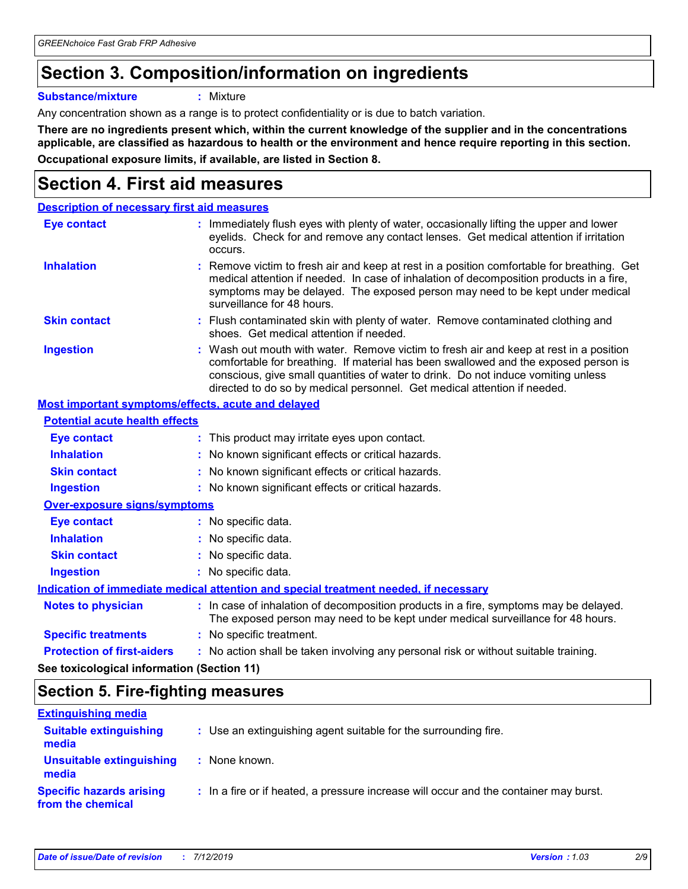## Section 3. Composition/information on ingredients

**Substance/mixture** : Mixture

Any concentration shown as a range is to protect confidentiality or is due to batch variation.

**There are no ingredients present which, within the current knowledge of the supplier and in the concentrations applicable, are classified as hazardous to health or the environment and hence require reporting in this section.**

**Occupational exposure limits, if available, are listed in Section 8.**

## Section 4. First aid measures

**Description of necessary first aid measures**

| | |
|---|---|
| **Eye contact** | : Immediately flush eyes with plenty of water, occasionally lifting the upper and lower eyelids. Check for and remove any contact lenses. Get medical attention if irritation occurs. |
| **Inhalation** | : Remove victim to fresh air and keep at rest in a position comfortable for breathing. Get medical attention if needed. In case of inhalation of decomposition products in a fire, symptoms may be delayed. The exposed person may need to be kept under medical surveillance for 48 hours. |
| **Skin contact** | : Flush contaminated skin with plenty of water. Remove contaminated clothing and shoes. Get medical attention if needed. |
| **Ingestion** | : Wash out mouth with water. Remove victim to fresh air and keep at rest in a position comfortable for breathing. If material has been swallowed and the exposed person is conscious, give small quantities of water to drink. Do not induce vomiting unless directed to do so by medical personnel. Get medical attention if needed. |

**Most important symptoms/effects, acute and delayed**

**Potential acute health effects**

| | |
|---|---|
| **Eye contact** | : This product may irritate eyes upon contact. |
| **Inhalation** | : No known significant effects or critical hazards. |
| **Skin contact** | : No known significant effects or critical hazards. |
| **Ingestion** | : No known significant effects or critical hazards. |

**Over-exposure signs/symptoms**

| | |
|---|---|
| **Eye contact** | : No specific data. |
| **Inhalation** | : No specific data. |
| **Skin contact** | : No specific data. |
| **Ingestion** | : No specific data. |

**Indication of immediate medical attention and special treatment needed, if necessary**

| | |
|---|---|
| **Notes to physician** | : In case of inhalation of decomposition products in a fire, symptoms may be delayed. The exposed person may need to be kept under medical surveillance for 48 hours. |
| **Specific treatments** | : No specific treatment. |
| **Protection of first-aiders** | : No action shall be taken involving any personal risk or without suitable training. |

**See toxicological information (Section 11)**

## Section 5. Fire-fighting measures

**Extinguishing media**

| | |
|---|---|
| **Suitable extinguishing media** | : Use an extinguishing agent suitable for the surrounding fire. |
| **Unsuitable extinguishing media** | : None known. |
| **Specific hazards arising from the chemical** | : In a fire or if heated, a pressure increase will occur and the container may burst. |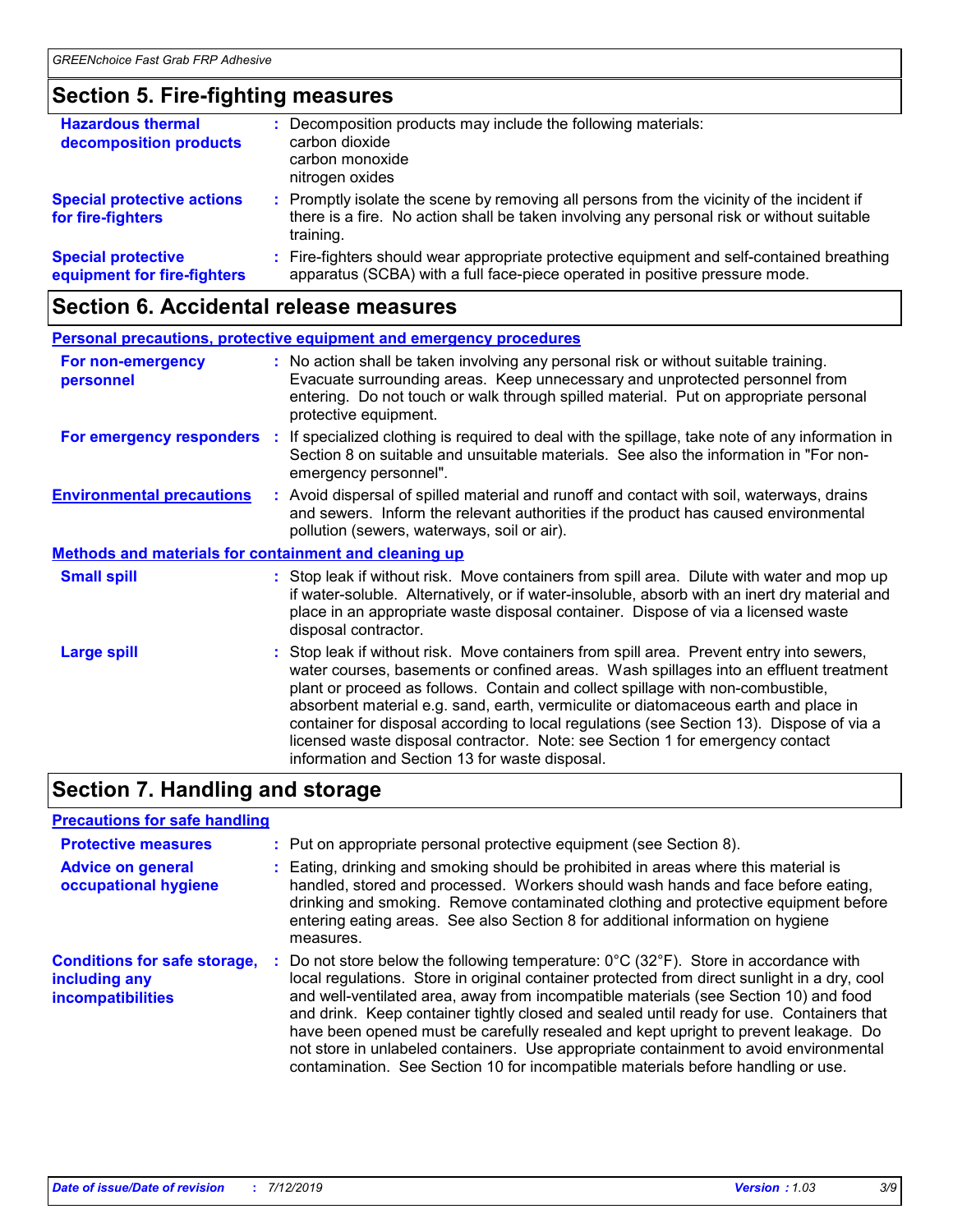## Section 5. Fire-fighting measures

**Hazardous thermal decomposition products** : Decomposition products may include the following materials:
carbon dioxide
carbon monoxide
nitrogen oxides

**Special protective actions for fire-fighters** : Promptly isolate the scene by removing all persons from the vicinity of the incident if there is a fire. No action shall be taken involving any personal risk or without suitable training.

**Special protective equipment for fire-fighters** : Fire-fighters should wear appropriate protective equipment and self-contained breathing apparatus (SCBA) with a full face-piece operated in positive pressure mode.

## Section 6. Accidental release measures

### Personal precautions, protective equipment and emergency procedures

**For non-emergency personnel** : No action shall be taken involving any personal risk or without suitable training. Evacuate surrounding areas. Keep unnecessary and unprotected personnel from entering. Do not touch or walk through spilled material. Put on appropriate personal protective equipment.

**For emergency responders** : If specialized clothing is required to deal with the spillage, take note of any information in Section 8 on suitable and unsuitable materials. See also the information in "For non-emergency personnel".

**Environmental precautions** : Avoid dispersal of spilled material and runoff and contact with soil, waterways, drains and sewers. Inform the relevant authorities if the product has caused environmental pollution (sewers, waterways, soil or air).

### Methods and materials for containment and cleaning up

**Small spill** : Stop leak if without risk. Move containers from spill area. Dilute with water and mop up if water-soluble. Alternatively, or if water-insoluble, absorb with an inert dry material and place in an appropriate waste disposal container. Dispose of via a licensed waste disposal contractor.

**Large spill** : Stop leak if without risk. Move containers from spill area. Prevent entry into sewers, water courses, basements or confined areas. Wash spillages into an effluent treatment plant or proceed as follows. Contain and collect spillage with non-combustible, absorbent material e.g. sand, earth, vermiculite or diatomaceous earth and place in container for disposal according to local regulations (see Section 13). Dispose of via a licensed waste disposal contractor. Note: see Section 1 for emergency contact information and Section 13 for waste disposal.

## Section 7. Handling and storage

### Precautions for safe handling

**Protective measures** : Put on appropriate personal protective equipment (see Section 8).

**Advice on general occupational hygiene** : Eating, drinking and smoking should be prohibited in areas where this material is handled, stored and processed. Workers should wash hands and face before eating, drinking and smoking. Remove contaminated clothing and protective equipment before entering eating areas. See also Section 8 for additional information on hygiene measures.

**Conditions for safe storage, including any incompatibilities** : Do not store below the following temperature: 0°C (32°F). Store in accordance with local regulations. Store in original container protected from direct sunlight in a dry, cool and well-ventilated area, away from incompatible materials (see Section 10) and food and drink. Keep container tightly closed and sealed until ready for use. Containers that have been opened must be carefully resealed and kept upright to prevent leakage. Do not store in unlabeled containers. Use appropriate containment to avoid environmental contamination. See Section 10 for incompatible materials before handling or use.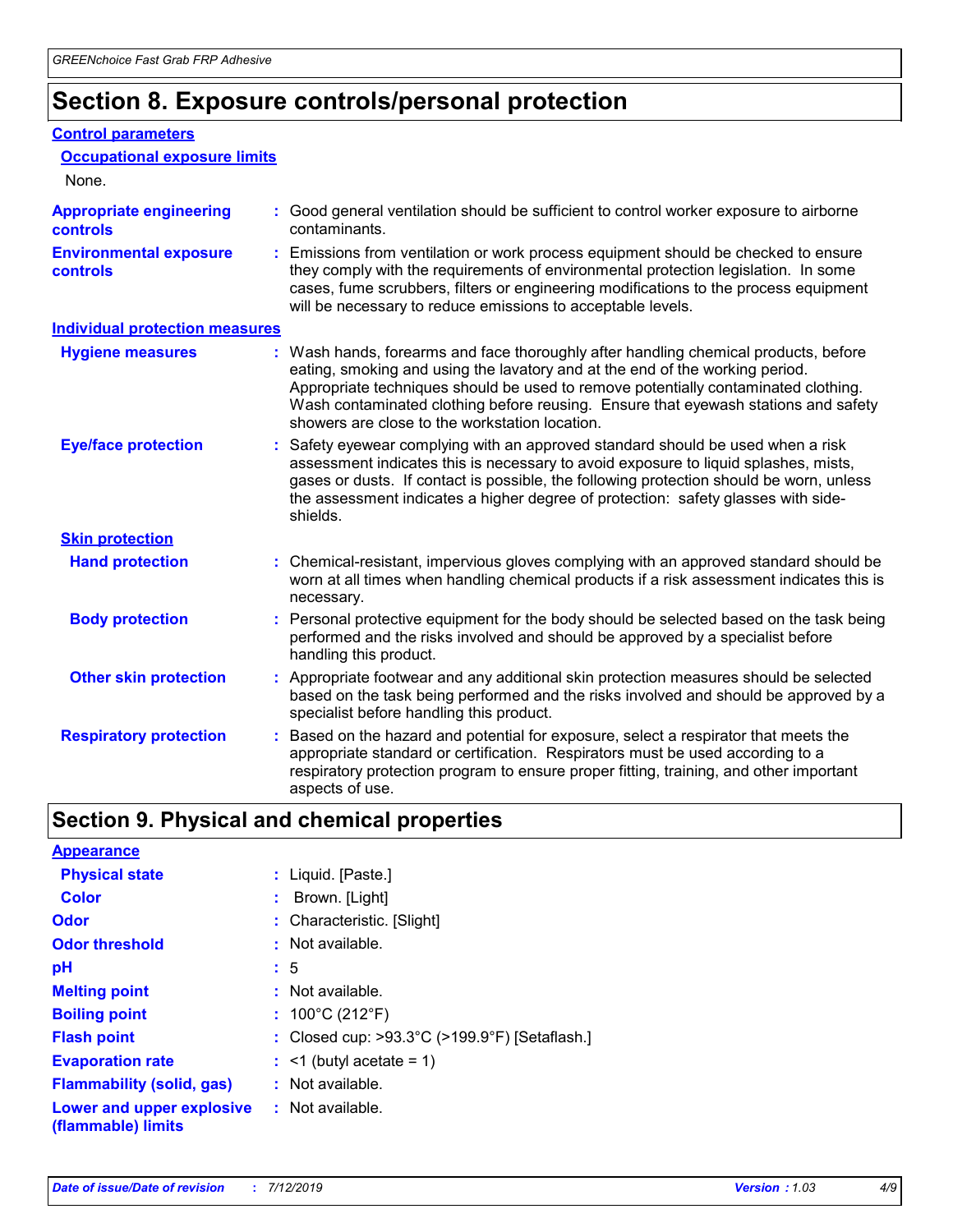## Section 8. Exposure controls/personal protection

### Control parameters

#### Occupational exposure limits

None.

**Appropriate engineering controls** : Good general ventilation should be sufficient to control worker exposure to airborne contaminants.

**Environmental exposure controls** : Emissions from ventilation or work process equipment should be checked to ensure they comply with the requirements of environmental protection legislation. In some cases, fume scrubbers, filters or engineering modifications to the process equipment will be necessary to reduce emissions to acceptable levels.

### Individual protection measures

**Hygiene measures** : Wash hands, forearms and face thoroughly after handling chemical products, before eating, smoking and using the lavatory and at the end of the working period. Appropriate techniques should be used to remove potentially contaminated clothing. Wash contaminated clothing before reusing. Ensure that eyewash stations and safety showers are close to the workstation location.

**Eye/face protection** : Safety eyewear complying with an approved standard should be used when a risk assessment indicates this is necessary to avoid exposure to liquid splashes, mists, gases or dusts. If contact is possible, the following protection should be worn, unless the assessment indicates a higher degree of protection: safety glasses with side-shields.

#### Skin protection

**Hand protection** : Chemical-resistant, impervious gloves complying with an approved standard should be worn at all times when handling chemical products if a risk assessment indicates this is necessary.

**Body protection** : Personal protective equipment for the body should be selected based on the task being performed and the risks involved and should be approved by a specialist before handling this product.

**Other skin protection** : Appropriate footwear and any additional skin protection measures should be selected based on the task being performed and the risks involved and should be approved by a specialist before handling this product.

**Respiratory protection** : Based on the hazard and potential for exposure, select a respirator that meets the appropriate standard or certification. Respirators must be used according to a respiratory protection program to ensure proper fitting, training, and other important aspects of use.

## Section 9. Physical and chemical properties

### Appearance

**Physical state** : Liquid. [Paste.]

**Color** : Brown. [Light]

**Odor** : Characteristic. [Slight]

**Odor threshold** : Not available.

**pH** : 5

**Melting point** : Not available.

**Boiling point** : 100°C (212°F)

**Flash point** : Closed cup: >93.3°C (>199.9°F) [Setaflash.]

**Evaporation rate** : <1 (butyl acetate = 1)

**Flammability (solid, gas)** : Not available.

**Lower and upper explosive (flammable) limits** : Not available.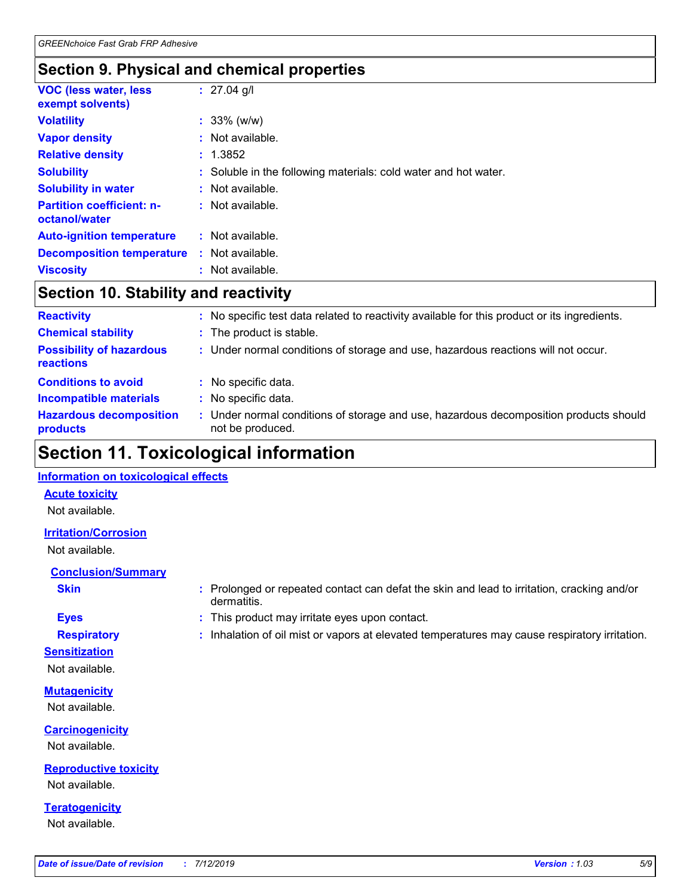## Section 9. Physical and chemical properties

| | |
|---|---|
| **VOC (less water, less exempt solvents)** | : 27.04 g/l |
| **Volatility** | : 33% (w/w) |
| **Vapor density** | : Not available. |
| **Relative density** | : 1.3852 |
| **Solubility** | : Soluble in the following materials: cold water and hot water. |
| **Solubility in water** | : Not available. |
| **Partition coefficient: n-octanol/water** | : Not available. |
| **Auto-ignition temperature** | : Not available. |
| **Decomposition temperature** | : Not available. |
| **Viscosity** | : Not available. |

## Section 10. Stability and reactivity

| | |
|---|---|
| **Reactivity** | : No specific test data related to reactivity available for this product or its ingredients. |
| **Chemical stability** | : The product is stable. |
| **Possibility of hazardous reactions** | : Under normal conditions of storage and use, hazardous reactions will not occur. |
| **Conditions to avoid** | : No specific data. |
| **Incompatible materials** | : No specific data. |
| **Hazardous decomposition products** | : Under normal conditions of storage and use, hazardous decomposition products should not be produced. |

## Section 11. Toxicological information

### Information on toxicological effects

#### Acute toxicity

Not available.

#### Irritation/Corrosion

Not available.

#### Conclusion/Summary

| | |
|---|---|
| **Skin** | : Prolonged or repeated contact can defat the skin and lead to irritation, cracking and/or dermatitis. |
| **Eyes** | : This product may irritate eyes upon contact. |
| **Respiratory** | : Inhalation of oil mist or vapors at elevated temperatures may cause respiratory irritation. |

#### Sensitization

Not available.

#### Mutagenicity

Not available.

#### Carcinogenicity

Not available.

#### Reproductive toxicity

Not available.

#### Teratogenicity

Not available.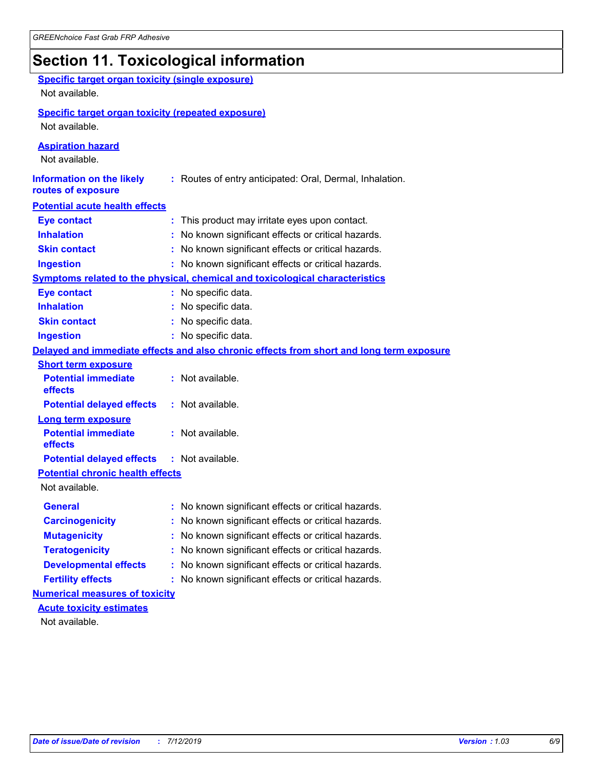# Section 11. Toxicological information

**Specific target organ toxicity (single exposure)**

Not available.

**Specific target organ toxicity (repeated exposure)**

Not available.

**Aspiration hazard**

Not available.

**Information on the likely routes of exposure** : Routes of entry anticipated: Oral, Dermal, Inhalation.

**Potential acute health effects**

| | |
|---|---|
| **Eye contact** | : This product may irritate eyes upon contact. |
| **Inhalation** | : No known significant effects or critical hazards. |
| **Skin contact** | : No known significant effects or critical hazards. |
| **Ingestion** | : No known significant effects or critical hazards. |

**Symptoms related to the physical, chemical and toxicological characteristics**

| | |
|---|---|
| **Eye contact** | : No specific data. |
| **Inhalation** | : No specific data. |
| **Skin contact** | : No specific data. |
| **Ingestion** | : No specific data. |

**Delayed and immediate effects and also chronic effects from short and long term exposure**

**Short term exposure**

| | |
|---|---|
| **Potential immediate effects** | : Not available. |
| **Potential delayed effects** | : Not available. |

**Long term exposure**

| | |
|---|---|
| **Potential immediate effects** | : Not available. |
| **Potential delayed effects** | : Not available. |

**Potential chronic health effects**

Not available.

| | |
|---|---|
| **General** | : No known significant effects or critical hazards. |
| **Carcinogenicity** | : No known significant effects or critical hazards. |
| **Mutagenicity** | : No known significant effects or critical hazards. |
| **Teratogenicity** | : No known significant effects or critical hazards. |
| **Developmental effects** | : No known significant effects or critical hazards. |
| **Fertility effects** | : No known significant effects or critical hazards. |

**Numerical measures of toxicity**

**Acute toxicity estimates**

Not available.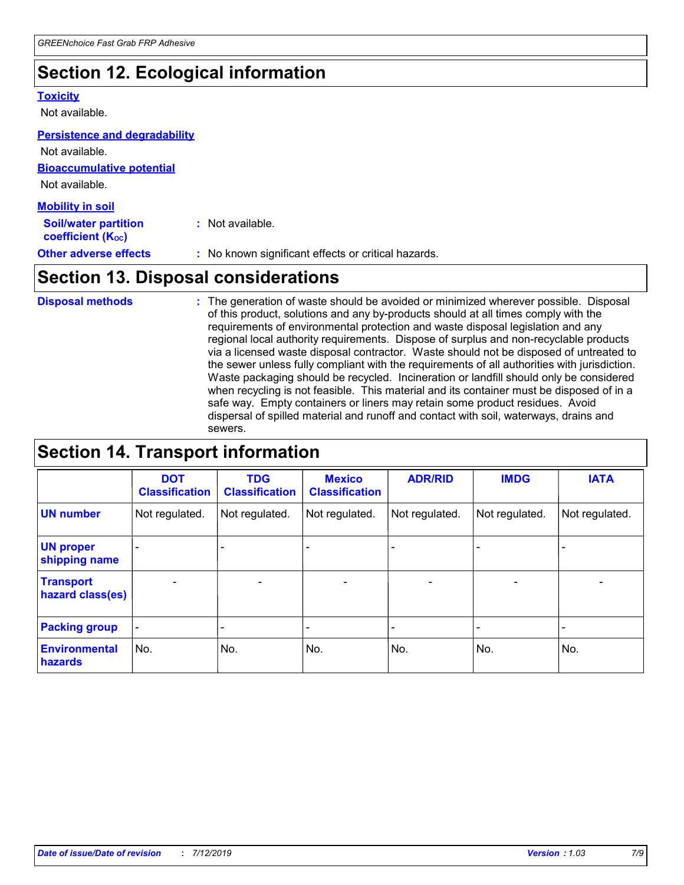## Section 12. Ecological information

### Toxicity

Not available.

### Persistence and degradability

Not available.

### Bioaccumulative potential

Not available.

### Mobility in soil

**Soil/water partition coefficient ($K_{OC}$)** : Not available.

**Other adverse effects** : No known significant effects or critical hazards.

## Section 13. Disposal considerations

**Disposal methods** : The generation of waste should be avoided or minimized wherever possible. Disposal of this product, solutions and any by-products should at all times comply with the requirements of environmental protection and waste disposal legislation and any regional local authority requirements. Dispose of surplus and non-recyclable products via a licensed waste disposal contractor. Waste should not be disposed of untreated to the sewer unless fully compliant with the requirements of all authorities with jurisdiction. Waste packaging should be recycled. Incineration or landfill should only be considered when recycling is not feasible. This material and its container must be disposed of in a safe way. Empty containers or liners may retain some product residues. Avoid dispersal of spilled material and runoff and contact with soil, waterways, drains and sewers.

## Section 14. Transport information

| | DOT Classification | TDG Classification | Mexico Classification | ADR/RID | IMDG | IATA |
|---|---|---|---|---|---|---|
| UN number | Not regulated. | Not regulated. | Not regulated. | Not regulated. | Not regulated. | Not regulated. |
| UN proper shipping name | - | - | - | - | - | - |
| Transport hazard class(es) | - | - | - | - | - | - |
| Packing group | - | - | - | - | - | - |
| Environmental hazards | No. | No. | No. | No. | No. | No. |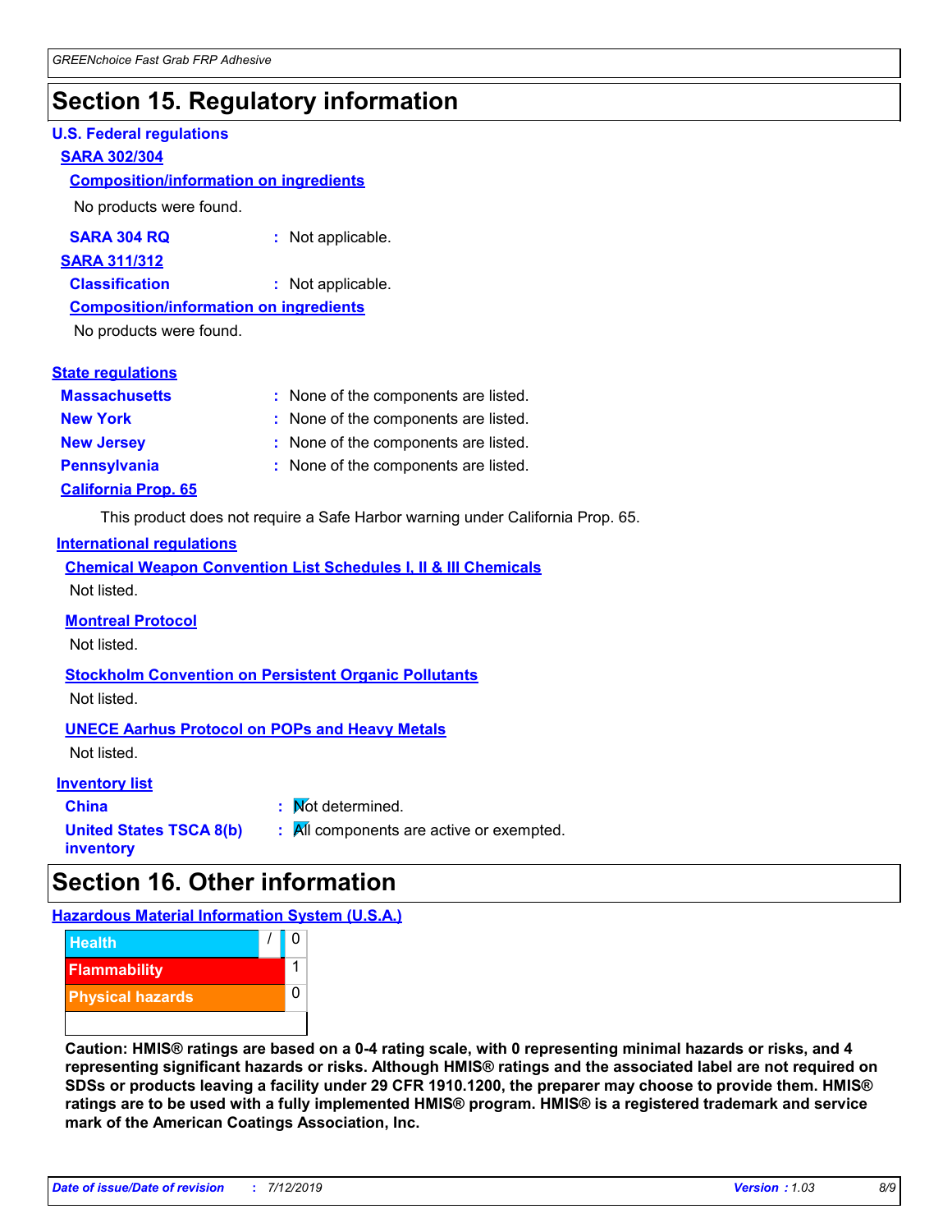## Section 15. Regulatory information

**U.S. Federal regulations**

**SARA 302/304**

**Composition/information on ingredients**

No products were found.

**SARA 304 RQ** : Not applicable.

**SARA 311/312**

**Classification** : Not applicable.

**Composition/information on ingredients**

No products were found.

**State regulations**

**Massachusetts** : None of the components are listed.

**New York** : None of the components are listed.

**New Jersey** : None of the components are listed.

**Pennsylvania** : None of the components are listed.

**California Prop. 65**

This product does not require a Safe Harbor warning under California Prop. 65.

**International regulations**

**Chemical Weapon Convention List Schedules I, II & III Chemicals**

Not listed.

**Montreal Protocol**

Not listed.

**Stockholm Convention on Persistent Organic Pollutants**

Not listed.

**UNECE Aarhus Protocol on POPs and Heavy Metals**

Not listed.

**Inventory list**

**China** : Not determined.

**United States TSCA 8(b) inventory** : All components are active or exempted.

## Section 16. Other information

**Hazardous Material Information System (U.S.A.)**

| | | |
|---|---|---|
| Health | / | 0 |
| Flammability | | 1 |
| Physical hazards | | 0 |

**Caution: HMIS® ratings are based on a 0-4 rating scale, with 0 representing minimal hazards or risks, and 4 representing significant hazards or risks. Although HMIS® ratings and the associated label are not required on SDSs or products leaving a facility under 29 CFR 1910.1200, the preparer may choose to provide them. HMIS® ratings are to be used with a fully implemented HMIS® program. HMIS® is a registered trademark and service mark of the American Coatings Association, Inc.**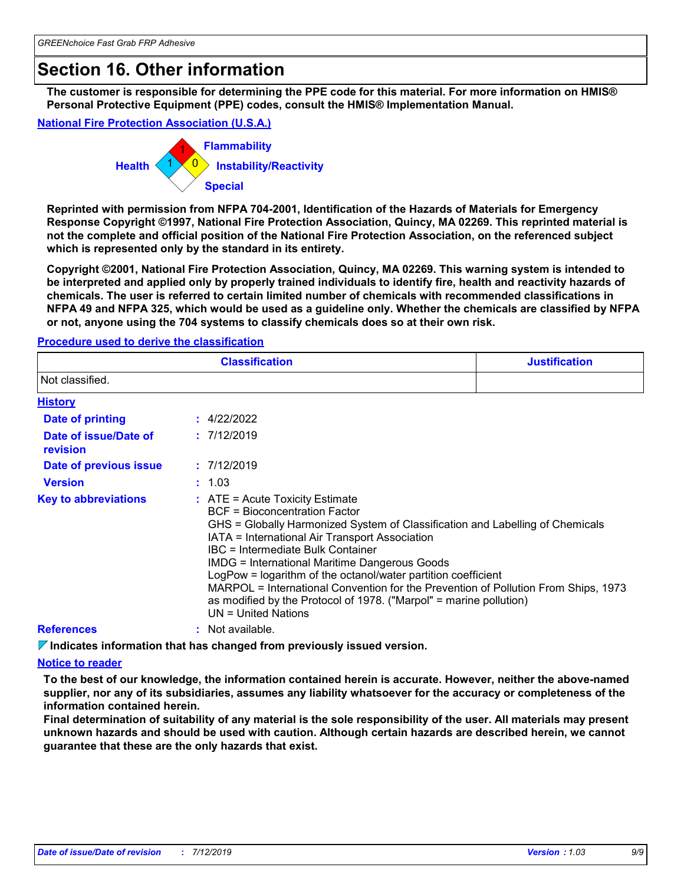# Section 16. Other information

**The customer is responsible for determining the PPE code for this material. For more information on HMIS® Personal Protective Equipment (PPE) codes, consult the HMIS® Implementation Manual.**

**National Fire Protection Association (U.S.A.)**

Flammability: 1
Health: 1
Instability/Reactivity: 0
Special

**Reprinted with permission from NFPA 704-2001, Identification of the Hazards of Materials for Emergency Response Copyright ©1997, National Fire Protection Association, Quincy, MA 02269. This reprinted material is not the complete and official position of the National Fire Protection Association, on the referenced subject which is represented only by the standard in its entirety.**

**Copyright ©2001, National Fire Protection Association, Quincy, MA 02269. This warning system is intended to be interpreted and applied only by properly trained individuals to identify fire, health and reactivity hazards of chemicals. The user is referred to certain limited number of chemicals with recommended classifications in NFPA 49 and NFPA 325, which would be used as a guideline only. Whether the chemicals are classified by NFPA or not, anyone using the 704 systems to classify chemicals does so at their own risk.**

**Procedure used to derive the classification**

| Classification | Justification |
|---|---|
| Not classified. | |

**History**

**Date of printing** : 4/22/2022

**Date of issue/Date of revision** : 7/12/2019

**Date of previous issue** : 7/12/2019

**Version** : 1.03

**Key to abbreviations** : ATE = Acute Toxicity Estimate
BCF = Bioconcentration Factor
GHS = Globally Harmonized System of Classification and Labelling of Chemicals
IATA = International Air Transport Association
IBC = Intermediate Bulk Container
IMDG = International Maritime Dangerous Goods
LogPow = logarithm of the octanol/water partition coefficient
MARPOL = International Convention for the Prevention of Pollution From Ships, 1973 as modified by the Protocol of 1978. ("Marpol" = marine pollution)
UN = United Nations

**References** : Not available.

**Indicates information that has changed from previously issued version.**

**Notice to reader**

**To the best of our knowledge, the information contained herein is accurate. However, neither the above-named supplier, nor any of its subsidiaries, assumes any liability whatsoever for the accuracy or completeness of the information contained herein.**

**Final determination of suitability of any material is the sole responsibility of the user. All materials may present unknown hazards and should be used with caution. Although certain hazards are described herein, we cannot guarantee that these are the only hazards that exist.**